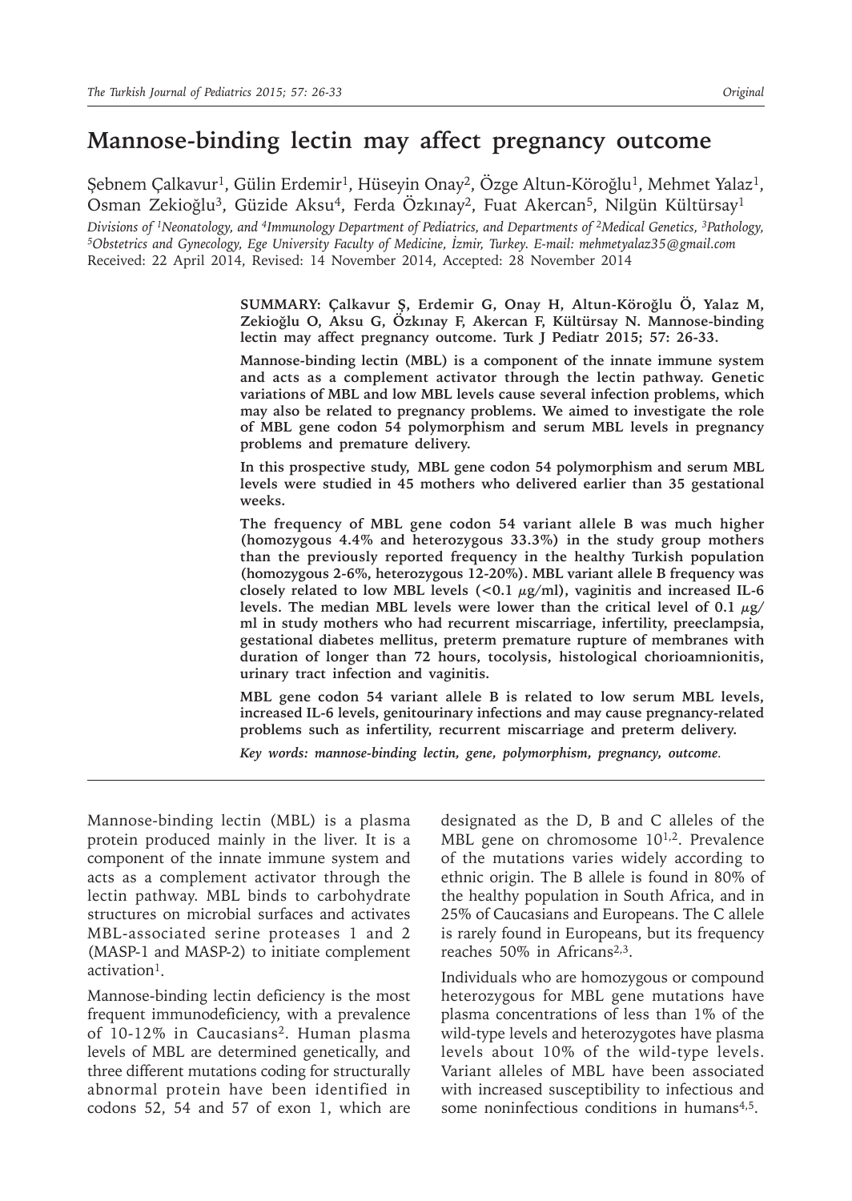# Mannose-binding lectin may affect pregnancy outcome

Şebnem Çalkavur[1], Gülin Erdemir[1], Hüseyin Onay[2], Özge Altun-Köroğlu[1], Mehmet Yalaz[1], Osman Zekioğlu[3], Güzide Aksu[4], Ferda Özkınay[2], Fuat Akercan[5], Nilgün Kültürsay[1]

*Divisions of [1]Neonatology, and [4]Immunology Department of Pediatrics, and Departments of [2]Medical Genetics, [3]Pathology, [5]Obstetrics and Gynecology, Ege University Faculty of Medicine, İzmir, Turkey. E-mail: mehmetyalaz35@gmail.com*
Received: 22 April 2014, Revised: 14 November 2014, Accepted: 28 November 2014

**SUMMARY: Çalkavur Ş, Erdemir G, Onay H, Altun-Köroğlu Ö, Yalaz M, Zekioğlu O, Aksu G, Özkınay F, Akercan F, Kültürsay N. Mannose-binding lectin may affect pregnancy outcome. Turk J Pediatr 2015; 57: 26-33.**

**Mannose-binding lectin (MBL) is a component of the innate immune system and acts as a complement activator through the lectin pathway. Genetic variations of MBL and low MBL levels cause several infection problems, which may also be related to pregnancy problems. We aimed to investigate the role of MBL gene codon 54 polymorphism and serum MBL levels in pregnancy problems and premature delivery.**

**In this prospective study, MBL gene codon 54 polymorphism and serum MBL levels were studied in 45 mothers who delivered earlier than 35 gestational weeks.**

**The frequency of MBL gene codon 54 variant allele B was much higher (homozygous 4.4% and heterozygous 33.3%) in the study group mothers than the previously reported frequency in the healthy Turkish population (homozygous 2-6%, heterozygous 12-20%). MBL variant allele B frequency was closely related to low MBL levels (<0.1 μg/ml), vaginitis and increased IL-6 levels. The median MBL levels were lower than the critical level of 0.1 μg/ml in study mothers who had recurrent miscarriage, infertility, preeclampsia, gestational diabetes mellitus, preterm premature rupture of membranes with duration of longer than 72 hours, tocolysis, histological chorioamnionitis, urinary tract infection and vaginitis.**

**MBL gene codon 54 variant allele B is related to low serum MBL levels, increased IL-6 levels, genitourinary infections and may cause pregnancy-related problems such as infertility, recurrent miscarriage and preterm delivery.**

*Key words: mannose-binding lectin, gene, polymorphism, pregnancy, outcome.*

---

Mannose-binding lectin (MBL) is a plasma protein produced mainly in the liver. It is a component of the innate immune system and acts as a complement activator through the lectin pathway. MBL binds to carbohydrate structures on microbial surfaces and activates MBL-associated serine proteases 1 and 2 (MASP-1 and MASP-2) to initiate complement activation[1].

Mannose-binding lectin deficiency is the most frequent immunodeficiency, with a prevalence of 10-12% in Caucasians[2]. Human plasma levels of MBL are determined genetically, and three different mutations coding for structurally abnormal protein have been identified in codons 52, 54 and 57 of exon 1, which are designated as the D, B and C alleles of the MBL gene on chromosome 10[1,2]. Prevalence of the mutations varies widely according to ethnic origin. The B allele is found in 80% of the healthy population in South Africa, and in 25% of Caucasians and Europeans. The C allele is rarely found in Europeans, but its frequency reaches 50% in Africans[2,3].

Individuals who are homozygous or compound heterozygous for MBL gene mutations have plasma concentrations of less than 1% of the wild-type levels and heterozygotes have plasma levels about 10% of the wild-type levels. Variant alleles of MBL have been associated with increased susceptibility to infectious and some noninfectious conditions in humans[4,5].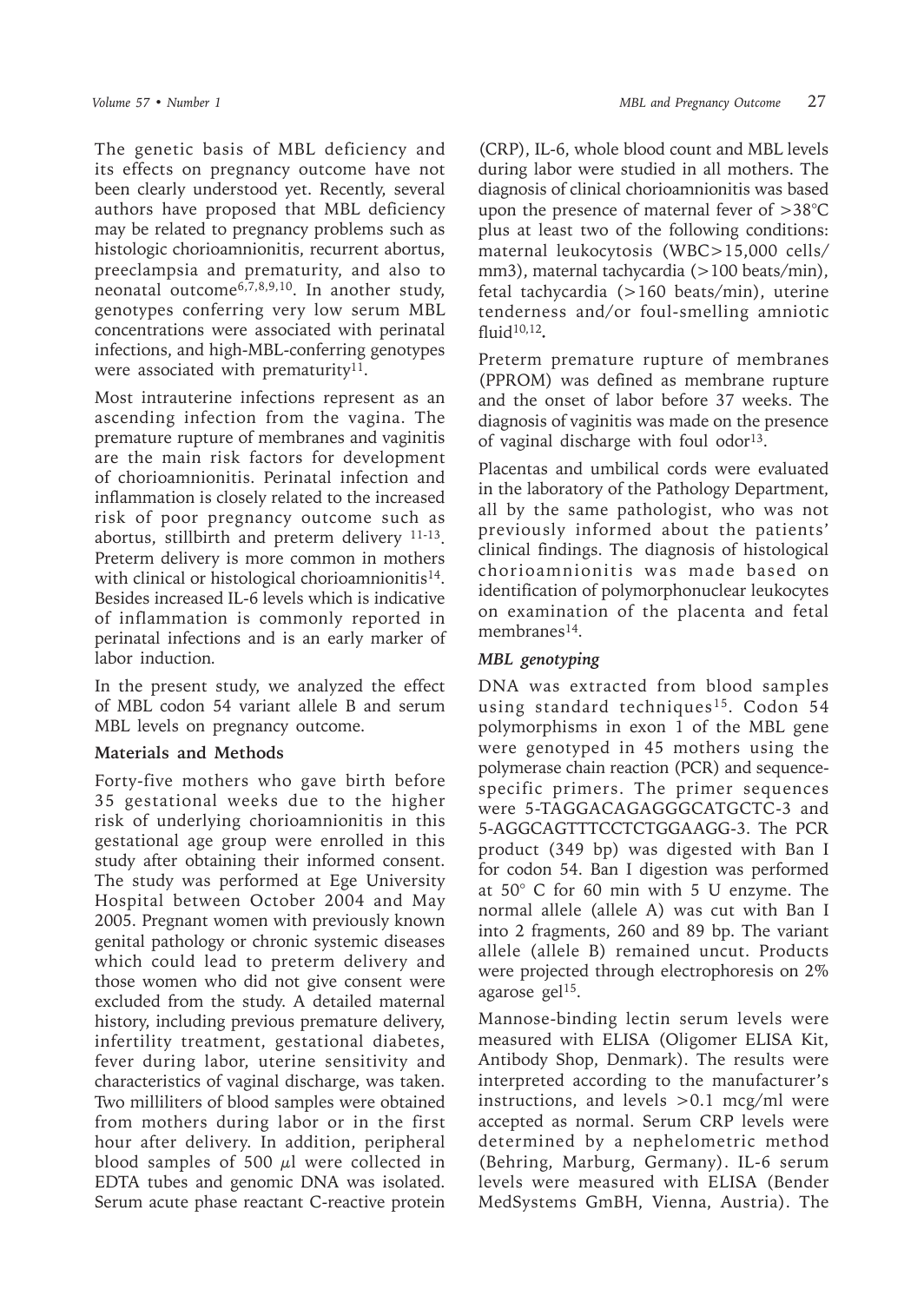The genetic basis of MBL deficiency and its effects on pregnancy outcome have not been clearly understood yet. Recently, several authors have proposed that MBL deficiency may be related to pregnancy problems such as histologic chorioamnionitis, recurrent abortus, preeclampsia and prematurity, and also to neonatal outcome[6,7,8,9,10]. In another study, genotypes conferring very low serum MBL concentrations were associated with perinatal infections, and high-MBL-conferring genotypes were associated with prematurity[11].

Most intrauterine infections represent as an ascending infection from the vagina. The premature rupture of membranes and vaginitis are the main risk factors for development of chorioamnionitis. Perinatal infection and inflammation is closely related to the increased risk of poor pregnancy outcome such as abortus, stillbirth and preterm delivery [11-13]. Preterm delivery is more common in mothers with clinical or histological chorioamnionitis[14]. Besides increased IL-6 levels which is indicative of inflammation is commonly reported in perinatal infections and is an early marker of labor induction.

In the present study, we analyzed the effect of MBL codon 54 variant allele B and serum MBL levels on pregnancy outcome.

## Materials and Methods

Forty-five mothers who gave birth before 35 gestational weeks due to the higher risk of underlying chorioamnionitis in this gestational age group were enrolled in this study after obtaining their informed consent. The study was performed at Ege University Hospital between October 2004 and May 2005. Pregnant women with previously known genital pathology or chronic systemic diseases which could lead to preterm delivery and those women who did not give consent were excluded from the study. A detailed maternal history, including previous premature delivery, infertility treatment, gestational diabetes, fever during labor, uterine sensitivity and characteristics of vaginal discharge, was taken. Two milliliters of blood samples were obtained from mothers during labor or in the first hour after delivery. In addition, peripheral blood samples of 500 $\mu$l were collected in EDTA tubes and genomic DNA was isolated. Serum acute phase reactant C-reactive protein (CRP), IL-6, whole blood count and MBL levels during labor were studied in all mothers. The diagnosis of clinical chorioamnionitis was based upon the presence of maternal fever of >38°C plus at least two of the following conditions: maternal leukocytosis (WBC>15,000 cells/mm3), maternal tachycardia (>100 beats/min), fetal tachycardia (>160 beats/min), uterine tenderness and/or foul-smelling amniotic fluid[10,12].

Preterm premature rupture of membranes (PPROM) was defined as membrane rupture and the onset of labor before 37 weeks. The diagnosis of vaginitis was made on the presence of vaginal discharge with foul odor[13].

Placentas and umbilical cords were evaluated in the laboratory of the Pathology Department, all by the same pathologist, who was not previously informed about the patients' clinical findings. The diagnosis of histological chorioamnionitis was made based on identification of polymorphonuclear leukocytes on examination of the placenta and fetal membranes[14].

### *MBL genotyping*

DNA was extracted from blood samples using standard techniques[15]. Codon 54 polymorphisms in exon 1 of the MBL gene were genotyped in 45 mothers using the polymerase chain reaction (PCR) and sequence-specific primers. The primer sequences were 5-TAGGACAGAGGGCATGCTC-3 and 5-AGGCAGTTTCCTCTGGAAGG-3. The PCR product (349 bp) was digested with Ban I for codon 54. Ban I digestion was performed at 50° C for 60 min with 5 U enzyme. The normal allele (allele A) was cut with Ban I into 2 fragments, 260 and 89 bp. The variant allele (allele B) remained uncut. Products were projected through electrophoresis on 2% agarose gel[15].

Mannose-binding lectin serum levels were measured with ELISA (Oligomer ELISA Kit, Antibody Shop, Denmark). The results were interpreted according to the manufacturer's instructions, and levels >0.1 mcg/ml were accepted as normal. Serum CRP levels were determined by a nephelometric method (Behring, Marburg, Germany). IL-6 serum levels were measured with ELISA (Bender MedSystems GmbH, Vienna, Austria). The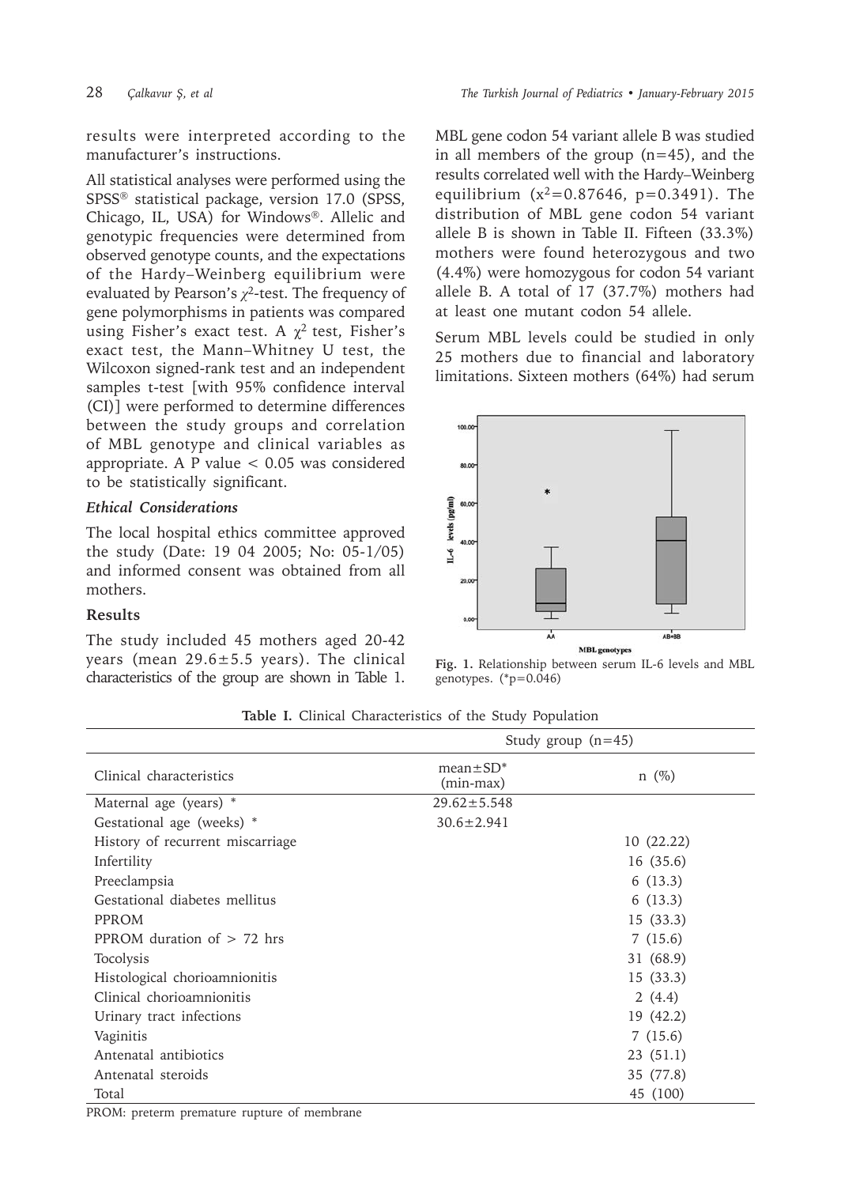results were interpreted according to the manufacturer's instructions.

All statistical analyses were performed using the SPSS® statistical package, version 17.0 (SPSS, Chicago, IL, USA) for Windows®. Allelic and genotypic frequencies were determined from observed genotype counts, and the expectations of the Hardy–Weinberg equilibrium were evaluated by Pearson's $\chi^2$-test. The frequency of gene polymorphisms in patients was compared using Fisher's exact test. A $\chi^2$ test, Fisher's exact test, the Mann–Whitney U test, the Wilcoxon signed-rank test and an independent samples t-test [with 95% confidence interval (CI)] were performed to determine differences between the study groups and correlation of MBL genotype and clinical variables as appropriate. A P value $< 0.05$ was considered to be statistically significant.

### *Ethical Considerations*

The local hospital ethics committee approved the study (Date: 19 04 2005; No: 05-1/05) and informed consent was obtained from all mothers.

## Results

The study included 45 mothers aged 20-42 years (mean 29.6±5.5 years). The clinical characteristics of the group are shown in Table 1.

MBL gene codon 54 variant allele B was studied in all members of the group (n=45), and the results correlated well with the Hardy–Weinberg equilibrium ($x^2$=0.87646, p=0.3491). The distribution of MBL gene codon 54 variant allele B is shown in Table II. Fifteen (33.3%) mothers were found heterozygous and two (4.4%) were homozygous for codon 54 variant allele B. A total of 17 (37.7%) mothers had at least one mutant codon 54 allele.

Serum MBL levels could be studied in only 25 mothers due to financial and laboratory limitations. Sixteen mothers (64%) had serum

**Fig. 1.** Relationship between serum IL-6 levels and MBL genotypes. (*p=0.046)

**Table I.** Clinical Characteristics of the Study Population

| | Study group (n=45) | |
|---|---|---|
| Clinical characteristics | mean±SD* (min-max) | n (%) |
| Maternal age (years) * | 29.62±5.548 | |
| Gestational age (weeks) * | 30.6±2.941 | |
| History of recurrent miscarriage | | 10 (22.22) |
| Infertility | | 16 (35.6) |
| Preeclampsia | | 6 (13.3) |
| Gestational diabetes mellitus | | 6 (13.3) |
| PPROM | | 15 (33.3) |
| PPROM duration of > 72 hrs | | 7 (15.6) |
| Tocolysis | | 31 (68.9) |
| Histological chorioamnionitis | | 15 (33.3) |
| Clinical chorioamnionitis | | 2 (4.4) |
| Urinary tract infections | | 19 (42.2) |
| Vaginitis | | 7 (15.6) |
| Antenatal antibiotics | | 23 (51.1) |
| Antenatal steroids | | 35 (77.8) |
| Total | | 45 (100) |

PROM: preterm premature rupture of membrane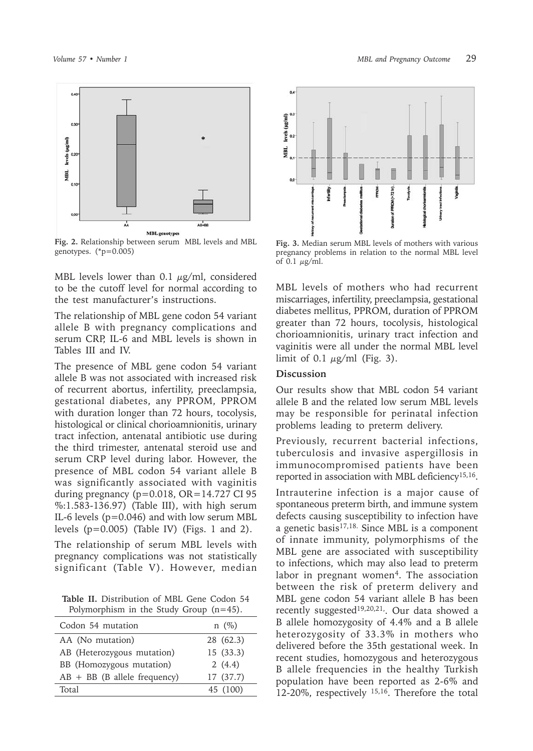Fig. 2. Relationship between serum MBL levels and MBL genotypes. (*p=0.005)

Fig. 3. Median serum MBL levels of mothers with various pregnancy problems in relation to the normal MBL level of 0.1 μg/ml.

MBL levels lower than 0.1 μg/ml, considered to be the cutoff level for normal according to the test manufacturer's instructions.

The relationship of MBL gene codon 54 variant allele B with pregnancy complications and serum CRP, IL-6 and MBL levels is shown in Tables III and IV.

The presence of MBL gene codon 54 variant allele B was not associated with increased risk of recurrent abortus, infertility, preeclampsia, gestational diabetes, any PPROM, PPROM with duration longer than 72 hours, tocolysis, histological or clinical chorioamnionitis, urinary tract infection, antenatal antibiotic use during the third trimester, antenatal steroid use and serum CRP level during labor. However, the presence of MBL codon 54 variant allele B was significantly associated with vaginitis during pregnancy ($p=0.018$, OR=14.727 CI 95 %:1.583-136.97) (Table III), with high serum IL-6 levels ($p=0.046$) and with low serum MBL levels ($p=0.005$) (Table IV) (Figs. 1 and 2).

The relationship of serum MBL levels with pregnancy complications was not statistically significant (Table V). However, median MBL levels of mothers who had recurrent miscarriages, infertility, preeclampsia, gestational diabetes mellitus, PPROM, duration of PPROM greater than 72 hours, tocolysis, histological chorioamnionitis, urinary tract infection and vaginitis were all under the normal MBL level limit of 0.1 μg/ml (Fig. 3).

**Table II.** Distribution of MBL Gene Codon 54 Polymorphism in the Study Group (n=45).

| Codon 54 mutation | n (%) |
|---|---|
| AA (No mutation) | 28 (62.3) |
| AB (Heterozygous mutation) | 15 (33.3) |
| BB (Homozygous mutation) | 2 (4.4) |
| AB + BB (B allele frequency) | 17 (37.7) |
| Total | 45 (100) |

## Discussion

Our results show that MBL codon 54 variant allele B and the related low serum MBL levels may be responsible for perinatal infection problems leading to preterm delivery.

Previously, recurrent bacterial infections, tuberculosis and invasive aspergillosis in immunocompromised patients have been reported in association with MBL deficiency[15,16].

Intrauterine infection is a major cause of spontaneous preterm birth, and immune system defects causing susceptibility to infection have a genetic basis[17,18]. Since MBL is a component of innate immunity, polymorphisms of the MBL gene are associated with susceptibility to infections, which may also lead to preterm labor in pregnant women[4]. The association between the risk of preterm delivery and MBL gene codon 54 variant allele B has been recently suggested[19,20,21]. Our data showed a B allele homozygosity of 4.4% and a B allele heterozygosity of 33.3% in mothers who delivered before the 35th gestational week. In recent studies, homozygous and heterozygous B allele frequencies in the healthy Turkish population have been reported as 2-6% and 12-20%, respectively [15,16]. Therefore the total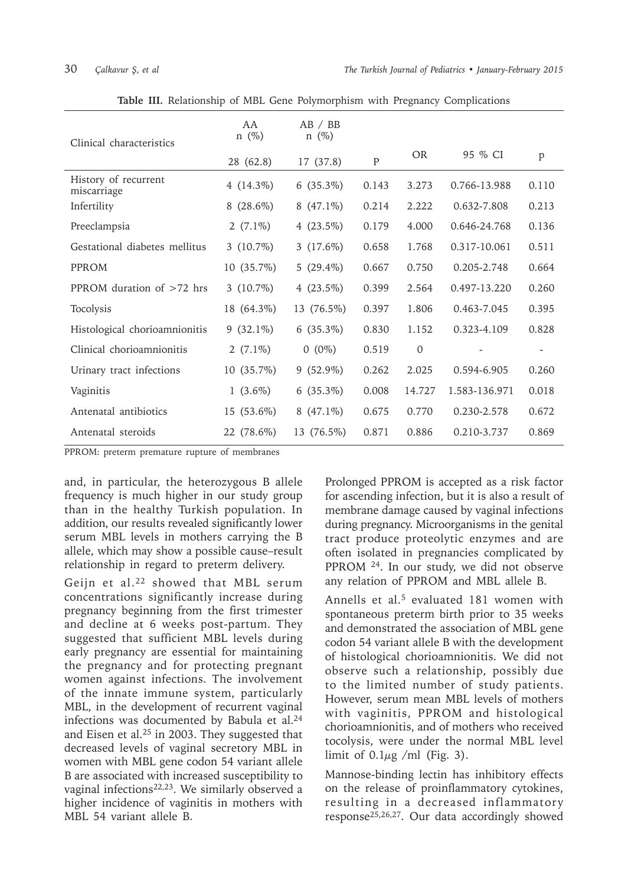**Table III.** Relationship of MBL Gene Polymorphism with Pregnancy Complications

| Clinical characteristics | AA n (%) | AB / BB n (%) | | | | |
|---|---|---|---|---|---|---|
| | 28 (62.8) | 17 (37.8) | P | OR | 95 % CI | p |
| History of recurrent miscarriage | 4 (14.3%) | 6 (35.3%) | 0.143 | 3.273 | 0.766-13.988 | 0.110 |
| Infertility | 8 (28.6%) | 8 (47.1%) | 0.214 | 2.222 | 0.632-7.808 | 0.213 |
| Preeclampsia | 2 (7.1%) | 4 (23.5%) | 0.179 | 4.000 | 0.646-24.768 | 0.136 |
| Gestational diabetes mellitus | 3 (10.7%) | 3 (17.6%) | 0.658 | 1.768 | 0.317-10.061 | 0.511 |
| PPROM | 10 (35.7%) | 5 (29.4%) | 0.667 | 0.750 | 0.205-2.748 | 0.664 |
| PPROM duration of >72 hrs | 3 (10.7%) | 4 (23.5%) | 0.399 | 2.564 | 0.497-13.220 | 0.260 |
| Tocolysis | 18 (64.3%) | 13 (76.5%) | 0.397 | 1.806 | 0.463-7.045 | 0.395 |
| Histological chorioamnionitis | 9 (32.1%) | 6 (35.3%) | 0.830 | 1.152 | 0.323-4.109 | 0.828 |
| Clinical chorioamnionitis | 2 (7.1%) | 0 (0%) | 0.519 | 0 | - | - |
| Urinary tract infections | 10 (35.7%) | 9 (52.9%) | 0.262 | 2.025 | 0.594-6.905 | 0.260 |
| Vaginitis | 1 (3.6%) | 6 (35.3%) | 0.008 | 14.727 | 1.583-136.971 | 0.018 |
| Antenatal antibiotics | 15 (53.6%) | 8 (47.1%) | 0.675 | 0.770 | 0.230-2.578 | 0.672 |
| Antenatal steroids | 22 (78.6%) | 13 (76.5%) | 0.871 | 0.886 | 0.210-3.737 | 0.869 |

PPROM: preterm premature rupture of membranes

and, in particular, the heterozygous B allele frequency is much higher in our study group than in the healthy Turkish population. In addition, our results revealed significantly lower serum MBL levels in mothers carrying the B allele, which may show a possible cause–result relationship in regard to preterm delivery.

Geijn et al.[22] showed that MBL serum concentrations significantly increase during pregnancy beginning from the first trimester and decline at 6 weeks post-partum. They suggested that sufficient MBL levels during early pregnancy are essential for maintaining the pregnancy and for protecting pregnant women against infections. The involvement of the innate immune system, particularly MBL, in the development of recurrent vaginal infections was documented by Babula et al.[24] and Eisen et al.[25] in 2003. They suggested that decreased levels of vaginal secretory MBL in women with MBL gene codon 54 variant allele B are associated with increased susceptibility to vaginal infections[22,23]. We similarly observed a higher incidence of vaginitis in mothers with MBL 54 variant allele B.

Prolonged PPROM is accepted as a risk factor for ascending infection, but it is also a result of membrane damage caused by vaginal infections during pregnancy. Microorganisms in the genital tract produce proteolytic enzymes and are often isolated in pregnancies complicated by PPROM [24]. In our study, we did not observe any relation of PPROM and MBL allele B.

Annells et al.[5] evaluated 181 women with spontaneous preterm birth prior to 35 weeks and demonstrated the association of MBL gene codon 54 variant allele B with the development of histological chorioamnionitis. We did not observe such a relationship, possibly due to the limited number of study patients. However, serum mean MBL levels of mothers with vaginitis, PPROM and histological chorioamnionitis, and of mothers who received tocolysis, were under the normal MBL level limit of 0.1$\mu$g /ml (Fig. 3).

Mannose-binding lectin has inhibitory effects on the release of proinflammatory cytokines, resulting in a decreased inflammatory response[25,26,27]. Our data accordingly showed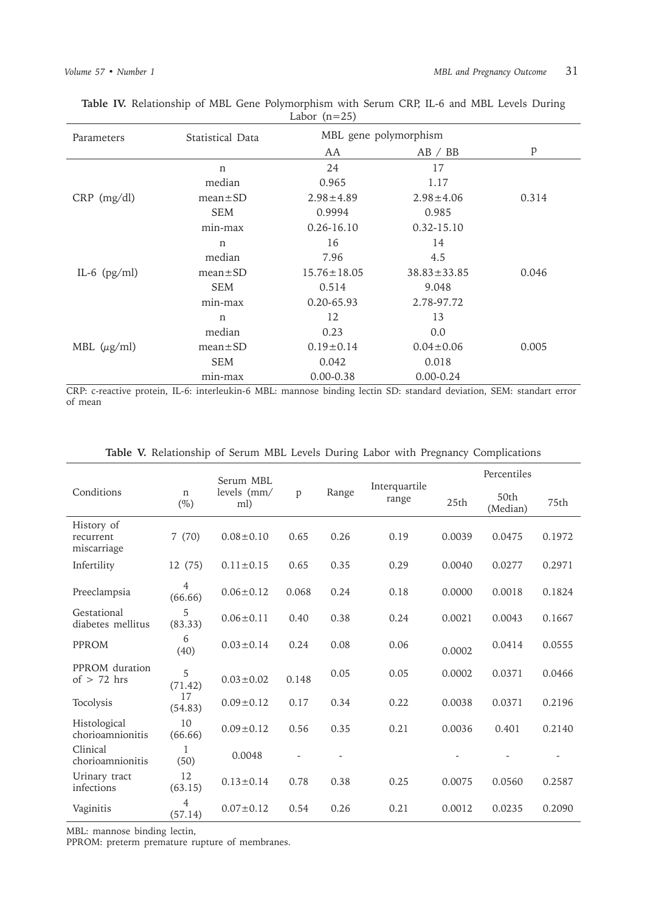**Table IV.** Relationship of MBL Gene Polymorphism with Serum CRP, IL-6 and MBL Levels During Labor (n=25)

| Parameters | Statistical Data | MBL gene polymorphism | | p |
|---|---|---|---|---|
| | | AA | AB / BB | |
| CRP (mg/dl) | n | 24 | 17 | 0.314 |
| | median | 0.965 | 1.17 | |
| | mean±SD | 2.98±4.89 | 2.98±4.06 | |
| | SEM | 0.9994 | 0.985 | |
| | min-max | 0.26-16.10 | 0.32-15.10 | |
| IL-6 (pg/ml) | n | 16 | 14 | 0.046 |
| | median | 7.96 | 4.5 | |
| | mean±SD | 15.76±18.05 | 38.83±33.85 | |
| | SEM | 0.514 | 9.048 | |
| | min-max | 0.20-65.93 | 2.78-97.72 | |
| MBL (μg/ml) | n | 12 | 13 | 0.005 |
| | median | 0.23 | 0.0 | |
| | mean±SD | 0.19±0.14 | 0.04±0.06 | |
| | SEM | 0.042 | 0.018 | |
| | min-max | 0.00-0.38 | 0.00-0.24 | |

CRP: c-reactive protein, IL-6: interleukin-6 MBL: mannose binding lectin SD: standard deviation, SEM: standart error of mean

**Table V.** Relationship of Serum MBL Levels During Labor with Pregnancy Complications

| Conditions | n (%) | Serum MBL levels (mm/ml) | p | Range | Interquartile range | Percentiles | | |
|---|---|---|---|---|---|---|---|---|
| | | | | | | 25th | 50th (Median) | 75th |
| History of recurrent miscarriage | 7 (70) | 0.08±0.10 | 0.65 | 0.26 | 0.19 | 0.0039 | 0.0475 | 0.1972 |
| Infertility | 12 (75) | 0.11±0.15 | 0.65 | 0.35 | 0.29 | 0.0040 | 0.0277 | 0.2971 |
| Preeclampsia | 4 (66.66) | 0.06±0.12 | 0.068 | 0.24 | 0.18 | 0.0000 | 0.0018 | 0.1824 |
| Gestational diabetes mellitus | 5 (83.33) | 0.06±0.11 | 0.40 | 0.38 | 0.24 | 0.0021 | 0.0043 | 0.1667 |
| PPROM | 6 (40) | 0.03±0.14 | 0.24 | 0.08 | 0.06 | 0.0002 | 0.0414 | 0.0555 |
| PPROM duration of > 72 hrs | 5 (71.42) | 0.03±0.02 | 0.148 | 0.05 | 0.05 | 0.0002 | 0.0371 | 0.0466 |
| Tocolysis | 17 (54.83) | 0.09±0.12 | 0.17 | 0.34 | 0.22 | 0.0038 | 0.0371 | 0.2196 |
| Histological chorioamnionitis | 10 (66.66) | 0.09±0.12 | 0.56 | 0.35 | 0.21 | 0.0036 | 0.401 | 0.2140 |
| Clinical chorioamnionitis | 1 (50) | 0.0048 | - | - | | - | - | - |
| Urinary tract infections | 12 (63.15) | 0.13±0.14 | 0.78 | 0.38 | 0.25 | 0.0075 | 0.0560 | 0.2587 |
| Vaginitis | 4 (57.14) | 0.07±0.12 | 0.54 | 0.26 | 0.21 | 0.0012 | 0.0235 | 0.2090 |

MBL: mannose binding lectin,
PPROM: preterm premature rupture of membranes.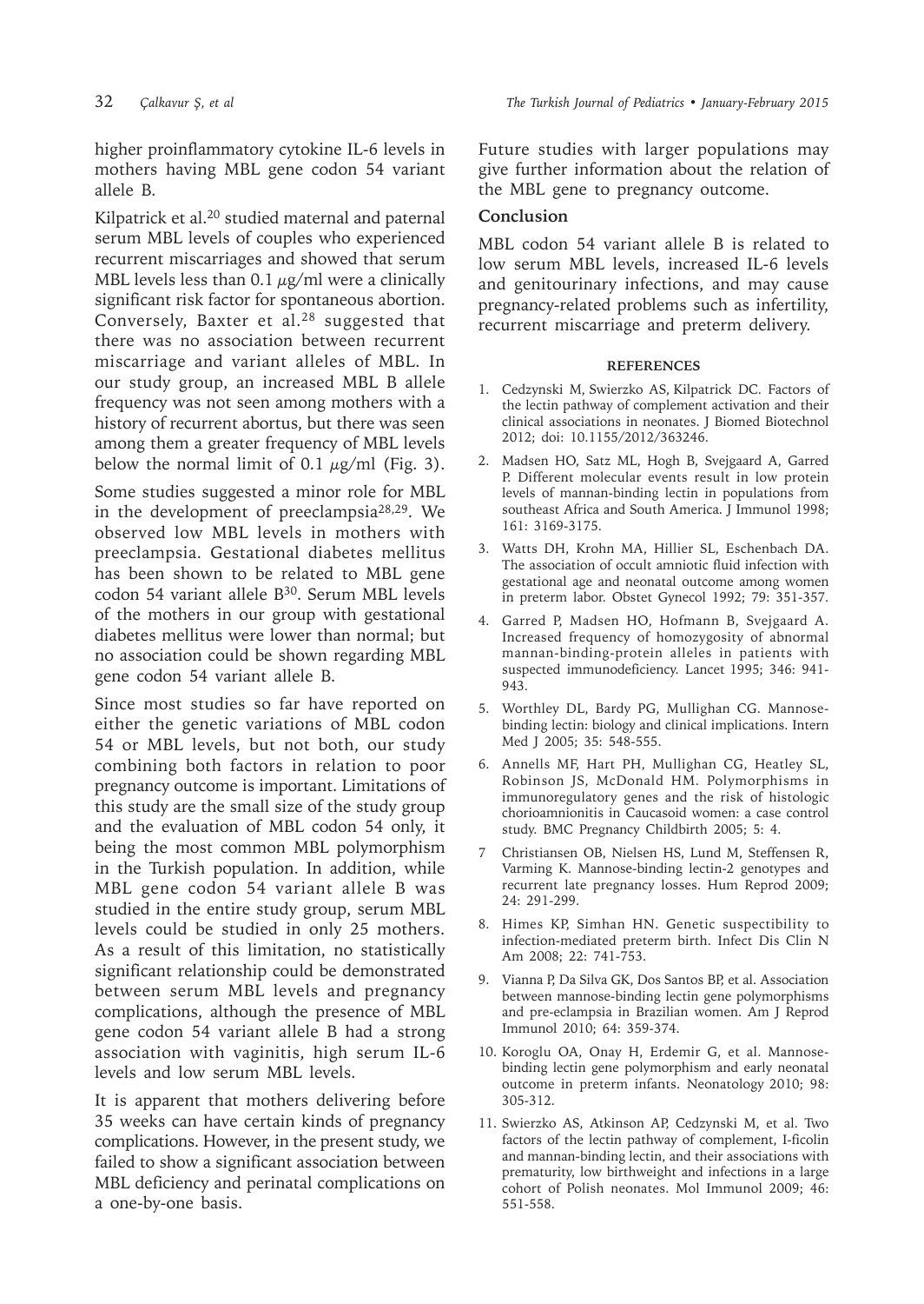higher proinflammatory cytokine IL-6 levels in mothers having MBL gene codon 54 variant allele B.

Kilpatrick et al.[20] studied maternal and paternal serum MBL levels of couples who experienced recurrent miscarriages and showed that serum MBL levels less than 0.1 $\mu$g/ml were a clinically significant risk factor for spontaneous abortion. Conversely, Baxter et al.[28] suggested that there was no association between recurrent miscarriage and variant alleles of MBL. In our study group, an increased MBL B allele frequency was not seen among mothers with a history of recurrent abortus, but there was seen among them a greater frequency of MBL levels below the normal limit of 0.1 $\mu$g/ml (Fig. 3).

Some studies suggested a minor role for MBL in the development of preeclampsia[28,29]. We observed low MBL levels in mothers with preeclampsia. Gestational diabetes mellitus has been shown to be related to MBL gene codon 54 variant allele B[30]. Serum MBL levels of the mothers in our group with gestational diabetes mellitus were lower than normal; but no association could be shown regarding MBL gene codon 54 variant allele B.

Since most studies so far have reported on either the genetic variations of MBL codon 54 or MBL levels, but not both, our study combining both factors in relation to poor pregnancy outcome is important. Limitations of this study are the small size of the study group and the evaluation of MBL codon 54 only, it being the most common MBL polymorphism in the Turkish population. In addition, while MBL gene codon 54 variant allele B was studied in the entire study group, serum MBL levels could be studied in only 25 mothers. As a result of this limitation, no statistically significant relationship could be demonstrated between serum MBL levels and pregnancy complications, although the presence of MBL gene codon 54 variant allele B had a strong association with vaginitis, high serum IL-6 levels and low serum MBL levels.

It is apparent that mothers delivering before 35 weeks can have certain kinds of pregnancy complications. However, in the present study, we failed to show a significant association between MBL deficiency and perinatal complications on a one-by-one basis.

Future studies with larger populations may give further information about the relation of the MBL gene to pregnancy outcome.

## Conclusion

MBL codon 54 variant allele B is related to low serum MBL levels, increased IL-6 levels and genitourinary infections, and may cause pregnancy-related problems such as infertility, recurrent miscarriage and preterm delivery.

## REFERENCES

1. Cedzynski M, Swierzko AS, Kilpatrick DC. Factors of the lectin pathway of complement activation and their clinical associations in neonates. J Biomed Biotechnol 2012; doi: 10.1155/2012/363246.
2. Madsen HO, Satz ML, Hogh B, Svejgaard A, Garred P. Different molecular events result in low protein levels of mannan-binding lectin in populations from southeast Africa and South America. J Immunol 1998; 161: 3169-3175.
3. Watts DH, Krohn MA, Hillier SL, Eschenbach DA. The association of occult amniotic fluid infection with gestational age and neonatal outcome among women in preterm labor. Obstet Gynecol 1992; 79: 351-357.
4. Garred P, Madsen HO, Hofmann B, Svejgaard A. Increased frequency of homozygosity of abnormal mannan-binding-protein alleles in patients with suspected immunodeficiency. Lancet 1995; 346: 941-943.
5. Worthley DL, Bardy PG, Mullighan CG. Mannose-binding lectin: biology and clinical implications. Intern Med J 2005; 35: 548-555.
6. Annells MF, Hart PH, Mullighan CG, Heatley SL, Robinson JS, McDonald HM. Polymorphisms in immunoregulatory genes and the risk of histologic chorioamnionitis in Caucasoid women: a case control study. BMC Pregnancy Childbirth 2005; 5: 4.
7. Christiansen OB, Nielsen HS, Lund M, Steffensen R, Varming K. Mannose-binding lectin-2 genotypes and recurrent late pregnancy losses. Hum Reprod 2009; 24: 291-299.
8. Himes KP, Simhan HN. Genetic suspectibility to infection-mediated preterm birth. Infect Dis Clin N Am 2008; 22: 741-753.
9. Vianna P, Da Silva GK, Dos Santos BP, et al. Association between mannose-binding lectin gene polymorphisms and pre-eclampsia in Brazilian women. Am J Reprod Immunol 2010; 64: 359-374.
10. Koroglu OA, Onay H, Erdemir G, et al. Mannose-binding lectin gene polymorphism and early neonatal outcome in preterm infants. Neonatology 2010; 98: 305-312.
11. Swierzko AS, Atkinson AP, Cedzynski M, et al. Two factors of the lectin pathway of complement, l-ficolin and mannan-binding lectin, and their associations with prematurity, low birthweight and infections in a large cohort of Polish neonates. Mol Immunol 2009; 46: 551-558.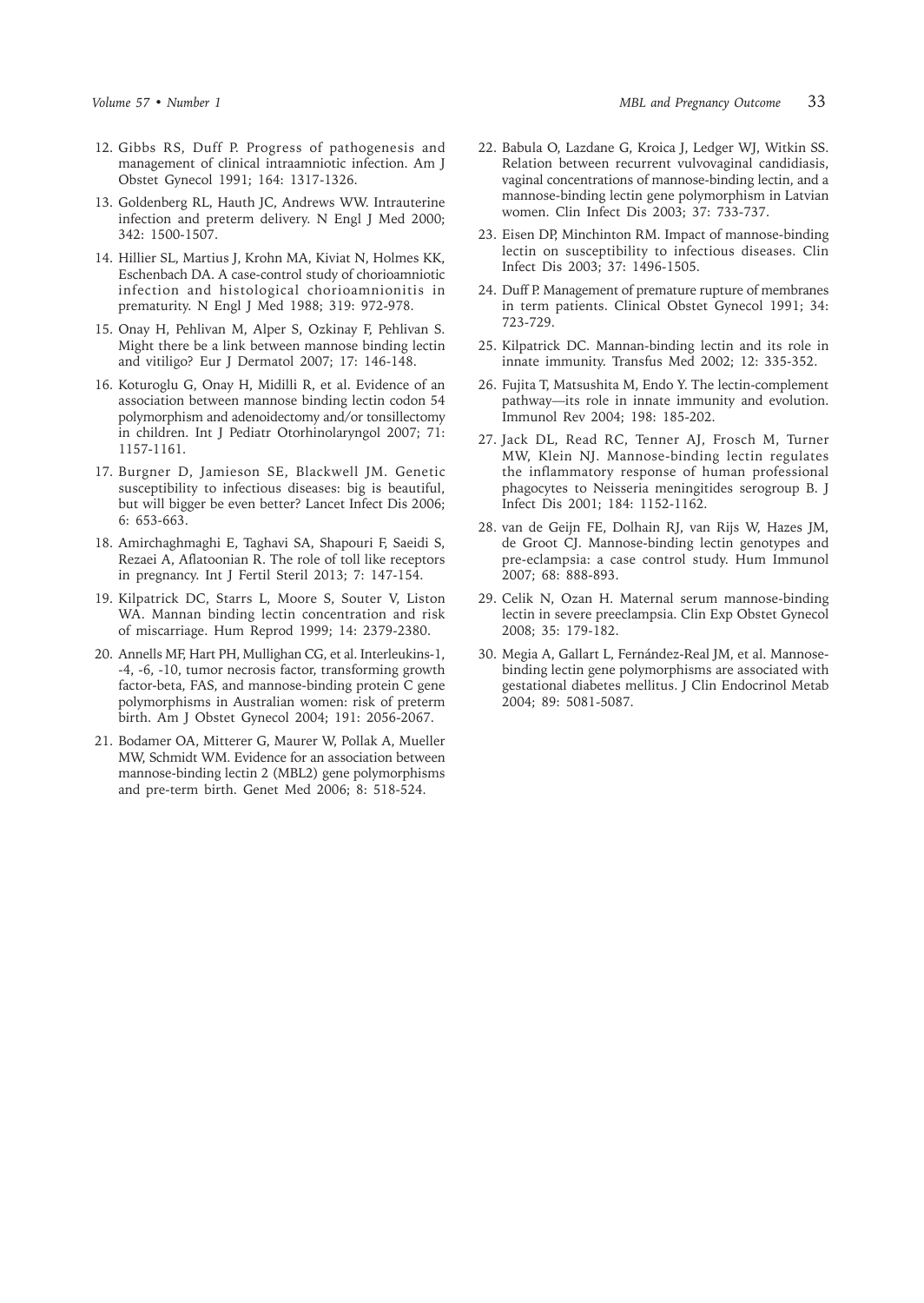12. Gibbs RS, Duff P. Progress of pathogenesis and management of clinical intraamniotic infection. Am J Obstet Gynecol 1991; 164: 1317-1326.
13. Goldenberg RL, Hauth JC, Andrews WW. Intrauterine infection and preterm delivery. N Engl J Med 2000; 342: 1500-1507.
14. Hillier SL, Martius J, Krohn MA, Kiviat N, Holmes KK, Eschenbach DA. A case-control study of chorioamniotic infection and histological chorioamnionitis in prematurity. N Engl J Med 1988; 319: 972-978.
15. Onay H, Pehlivan M, Alper S, Ozkinay F, Pehlivan S. Might there be a link between mannose binding lectin and vitiligo? Eur J Dermatol 2007; 17: 146-148.
16. Koturoglu G, Onay H, Midilli R, et al. Evidence of an association between mannose binding lectin codon 54 polymorphism and adenoidectomy and/or tonsillectomy in children. Int J Pediatr Otorhinolaryngol 2007; 71: 1157-1161.
17. Burgner D, Jamieson SE, Blackwell JM. Genetic susceptibility to infectious diseases: big is beautiful, but will bigger be even better? Lancet Infect Dis 2006; 6: 653-663.
18. Amirchaghmaghi E, Taghavi SA, Shapouri F, Saeidi S, Rezaei A, Aflatoonian R. The role of toll like receptors in pregnancy. Int J Fertil Steril 2013; 7: 147-154.
19. Kilpatrick DC, Starrs L, Moore S, Souter V, Liston WA. Mannan binding lectin concentration and risk of miscarriage. Hum Reprod 1999; 14: 2379-2380.
20. Annells MF, Hart PH, Mullighan CG, et al. Interleukins-1, -4, -6, -10, tumor necrosis factor, transforming growth factor-beta, FAS, and mannose-binding protein C gene polymorphisms in Australian women: risk of preterm birth. Am J Obstet Gynecol 2004; 191: 2056-2067.
21. Bodamer OA, Mitterer G, Maurer W, Pollak A, Mueller MW, Schmidt WM. Evidence for an association between mannose-binding lectin 2 (MBL2) gene polymorphisms and pre-term birth. Genet Med 2006; 8: 518-524.
22. Babula O, Lazdane G, Kroica J, Ledger WJ, Witkin SS. Relation between recurrent vulvovaginal candidiasis, vaginal concentrations of mannose-binding lectin, and a mannose-binding lectin gene polymorphism in Latvian women. Clin Infect Dis 2003; 37: 733-737.
23. Eisen DP, Minchinton RM. Impact of mannose-binding lectin on susceptibility to infectious diseases. Clin Infect Dis 2003; 37: 1496-1505.
24. Duff P. Management of premature rupture of membranes in term patients. Clinical Obstet Gynecol 1991; 34: 723-729.
25. Kilpatrick DC. Mannan-binding lectin and its role in innate immunity. Transfus Med 2002; 12: 335-352.
26. Fujita T, Matsushita M, Endo Y. The lectin-complement pathway—its role in innate immunity and evolution. Immunol Rev 2004; 198: 185-202.
27. Jack DL, Read RC, Tenner AJ, Frosch M, Turner MW, Klein NJ. Mannose-binding lectin regulates the inflammatory response of human professional phagocytes to Neisseria meningitides serogroup B. J Infect Dis 2001; 184: 1152-1162.
28. van de Geijn FE, Dolhain RJ, van Rijs W, Hazes JM, de Groot CJ. Mannose-binding lectin genotypes and pre-eclampsia: a case control study. Hum Immunol 2007; 68: 888-893.
29. Celik N, Ozan H. Maternal serum mannose-binding lectin in severe preeclampsia. Clin Exp Obstet Gynecol 2008; 35: 179-182.
30. Megia A, Gallart L, Fernández-Real JM, et al. Mannose-binding lectin gene polymorphisms are associated with gestational diabetes mellitus. J Clin Endocrinol Metab 2004; 89: 5081-5087.